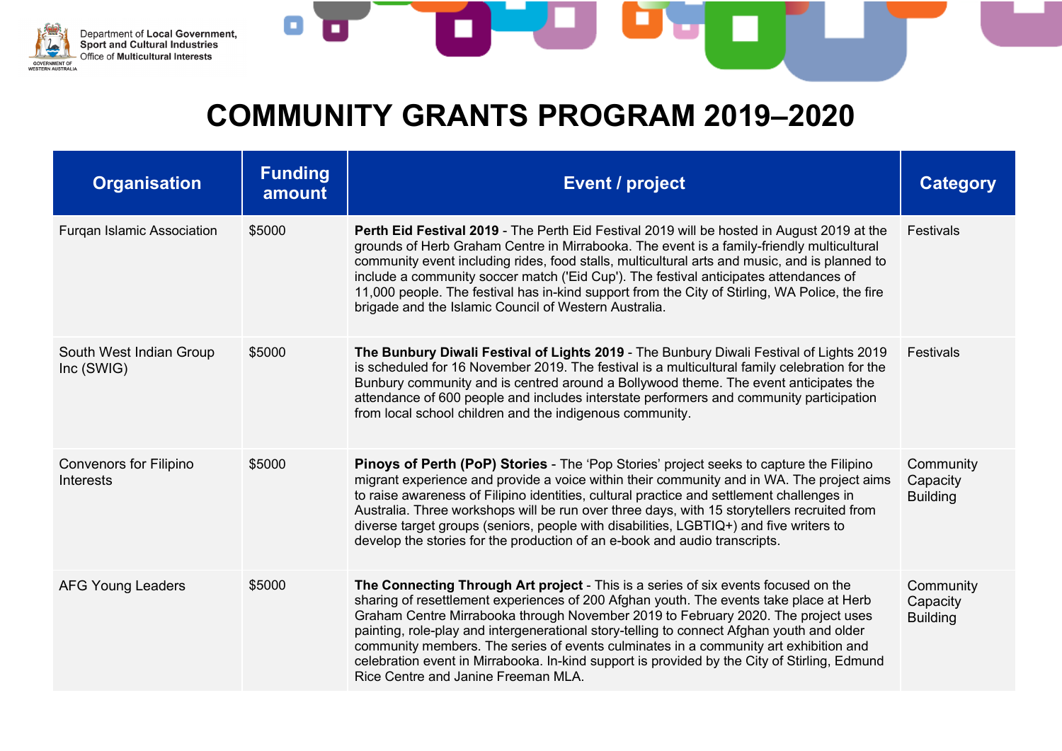# COMMUNITY GRANTS PROGRAM 2019–2020

| Organisation | Funding amount | Event / project | Category |
|---|---|---|---|
| Furqan Islamic Association | $5000 | **Perth Eid Festival 2019** - The Perth Eid Festival 2019 will be hosted in August 2019 at the grounds of Herb Graham Centre in Mirrabooka. The event is a family-friendly multicultural community event including rides, food stalls, multicultural arts and music, and is planned to include a community soccer match ('Eid Cup'). The festival anticipates attendances of 11,000 people. The festival has in-kind support from the City of Stirling, WA Police, the fire brigade and the Islamic Council of Western Australia. | Festivals |
| South West Indian Group Inc (SWIG) | $5000 | **The Bunbury Diwali Festival of Lights 2019** - The Bunbury Diwali Festival of Lights 2019 is scheduled for 16 November 2019. The festival is a multicultural family celebration for the Bunbury community and is centred around a Bollywood theme. The event anticipates the attendance of 600 people and includes interstate performers and community participation from local school children and the indigenous community. | Festivals |
| Convenors for Filipino Interests | $5000 | **Pinoys of Perth (PoP) Stories** - The 'Pop Stories' project seeks to capture the Filipino migrant experience and provide a voice within their community and in WA. The project aims to raise awareness of Filipino identities, cultural practice and settlement challenges in Australia. Three workshops will be run over three days, with 15 storytellers recruited from diverse target groups (seniors, people with disabilities, LGBTIQ+) and five writers to develop the stories for the production of an e-book and audio transcripts. | Community Capacity Building |
| AFG Young Leaders | $5000 | **The Connecting Through Art project** - This is a series of six events focused on the sharing of resettlement experiences of 200 Afghan youth. The events take place at Herb Graham Centre Mirrabooka through November 2019 to February 2020. The project uses painting, role-play and intergenerational story-telling to connect Afghan youth and older community members. The series of events culminates in a community art exhibition and celebration event in Mirrabooka. In-kind support is provided by the City of Stirling, Edmund Rice Centre and Janine Freeman MLA. | Community Capacity Building |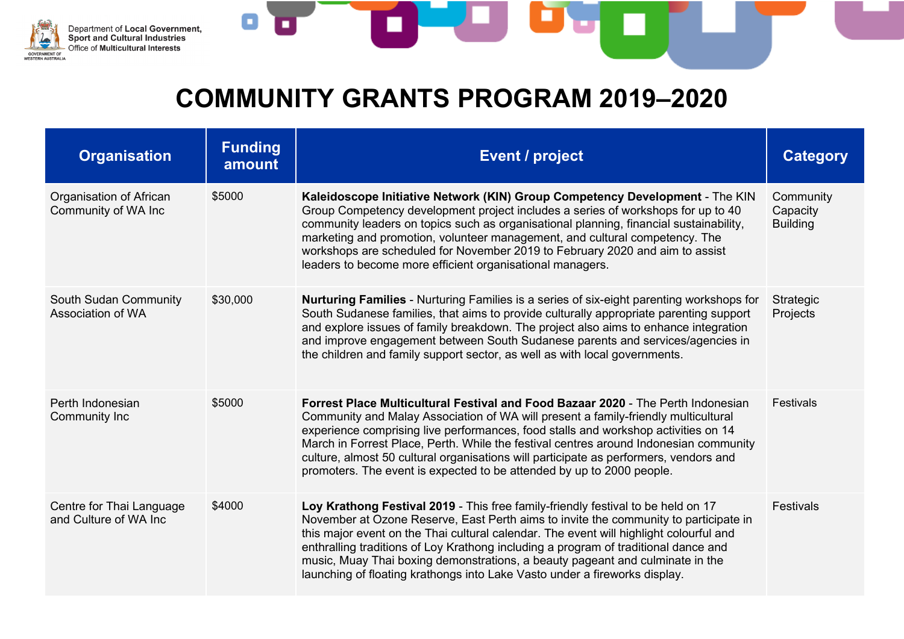# COMMUNITY GRANTS PROGRAM 2019–2020

| Organisation | Funding amount | Event / project | Category |
|---|---|---|---|
| Organisation of African Community of WA Inc | $5000 | **Kaleidoscope Initiative Network (KIN) Group Competency Development** - The KIN Group Competency development project includes a series of workshops for up to 40 community leaders on topics such as organisational planning, financial sustainability, marketing and promotion, volunteer management, and cultural competency. The workshops are scheduled for November 2019 to February 2020 and aim to assist leaders to become more efficient organisational managers. | Community Capacity Building |
| South Sudan Community Association of WA | $30,000 | **Nurturing Families** - Nurturing Families is a series of six-eight parenting workshops for South Sudanese families, that aims to provide culturally appropriate parenting support and explore issues of family breakdown. The project also aims to enhance integration and improve engagement between South Sudanese parents and services/agencies in the children and family support sector, as well as with local governments. | Strategic Projects |
| Perth Indonesian Community Inc | $5000 | **Forrest Place Multicultural Festival and Food Bazaar 2020** - The Perth Indonesian Community and Malay Association of WA will present a family-friendly multicultural experience comprising live performances, food stalls and workshop activities on 14 March in Forrest Place, Perth. While the festival centres around Indonesian community culture, almost 50 cultural organisations will participate as performers, vendors and promoters. The event is expected to be attended by up to 2000 people. | Festivals |
| Centre for Thai Language and Culture of WA Inc | $4000 | **Loy Krathong Festival 2019** - This free family-friendly festival to be held on 17 November at Ozone Reserve, East Perth aims to invite the community to participate in this major event on the Thai cultural calendar. The event will highlight colourful and enthralling traditions of Loy Krathong including a program of traditional dance and music, Muay Thai boxing demonstrations, a beauty pageant and culminate in the launching of floating krathongs into Lake Vasto under a fireworks display. | Festivals |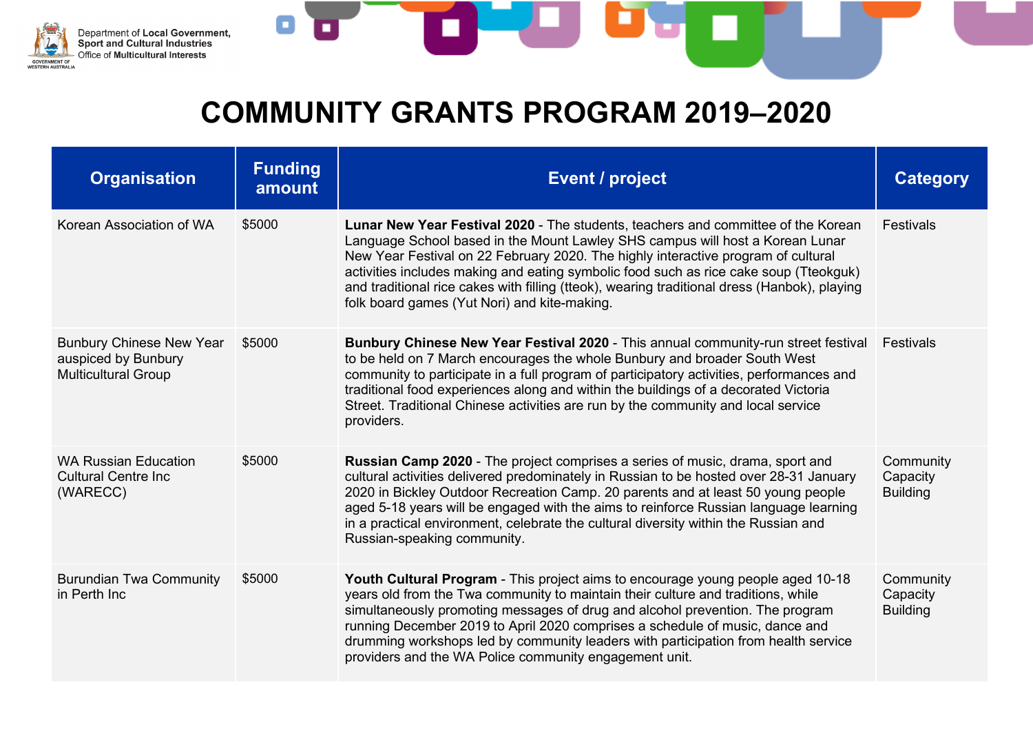# COMMUNITY GRANTS PROGRAM 2019–2020

| Organisation | Funding amount | Event / project | Category |
|---|---|---|---|
| Korean Association of WA | $5000 | **Lunar New Year Festival 2020** - The students, teachers and committee of the Korean Language School based in the Mount Lawley SHS campus will host a Korean Lunar New Year Festival on 22 February 2020. The highly interactive program of cultural activities includes making and eating symbolic food such as rice cake soup (Tteokguk) and traditional rice cakes with filling (tteok), wearing traditional dress (Hanbok), playing folk board games (Yut Nori) and kite-making. | Festivals |
| Bunbury Chinese New Year auspiced by Bunbury Multicultural Group | $5000 | **Bunbury Chinese New Year Festival 2020** - This annual community-run street festival to be held on 7 March encourages the whole Bunbury and broader South West community to participate in a full program of participatory activities, performances and traditional food experiences along and within the buildings of a decorated Victoria Street. Traditional Chinese activities are run by the community and local service providers. | Festivals |
| WA Russian Education Cultural Centre Inc (WARECC) | $5000 | **Russian Camp 2020** - The project comprises a series of music, drama, sport and cultural activities delivered predominately in Russian to be hosted over 28-31 January 2020 in Bickley Outdoor Recreation Camp. 20 parents and at least 50 young people aged 5-18 years will be engaged with the aims to reinforce Russian language learning in a practical environment, celebrate the cultural diversity within the Russian and Russian-speaking community. | Community Capacity Building |
| Burundian Twa Community in Perth Inc | $5000 | **Youth Cultural Program** - This project aims to encourage young people aged 10-18 years old from the Twa community to maintain their culture and traditions, while simultaneously promoting messages of drug and alcohol prevention. The program running December 2019 to April 2020 comprises a schedule of music, dance and drumming workshops led by community leaders with participation from health service providers and the WA Police community engagement unit. | Community Capacity Building |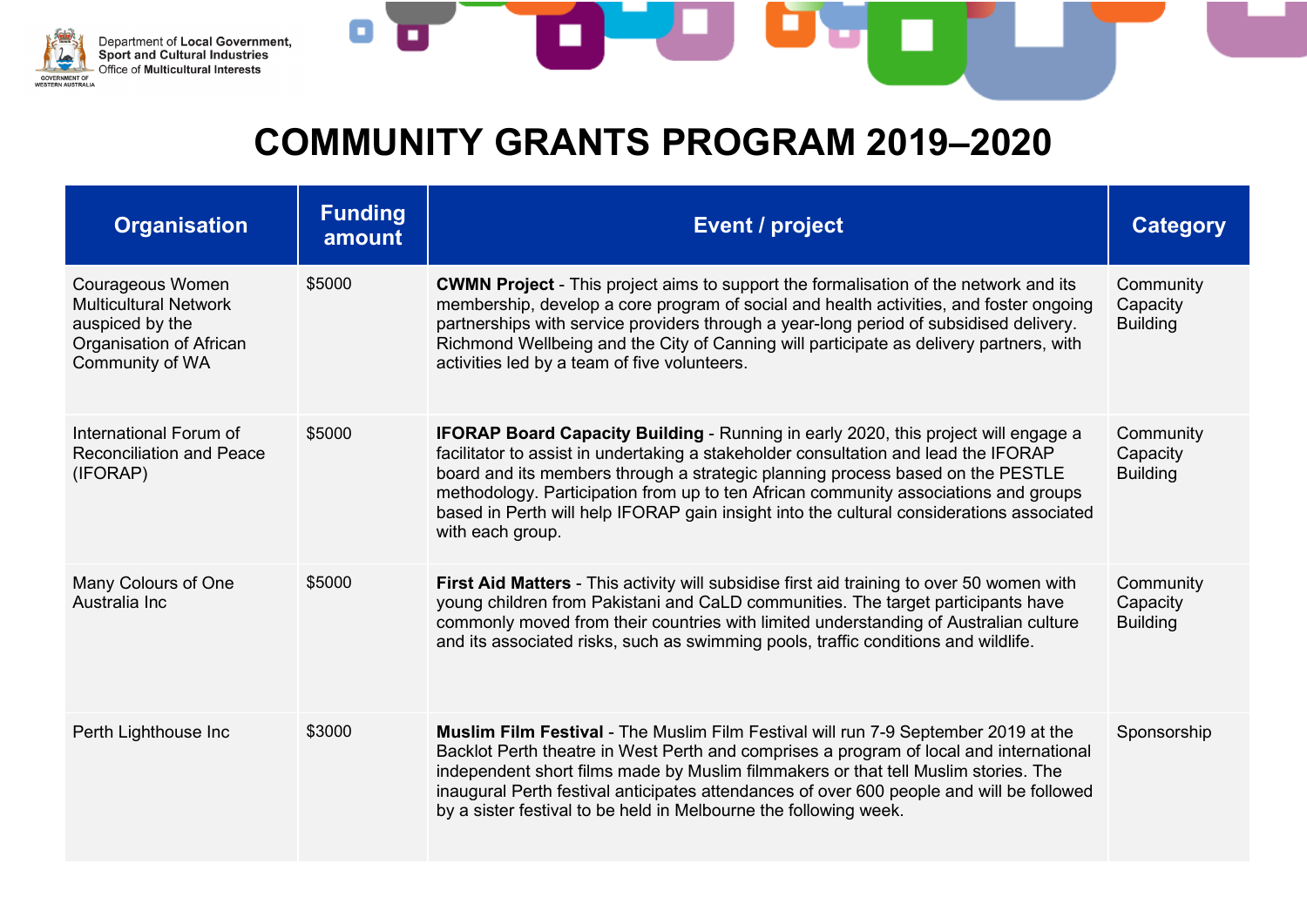# COMMUNITY GRANTS PROGRAM 2019–2020

| Organisation | Funding amount | Event / project | Category |
|---|---|---|---|
| Courageous Women Multicultural Network auspiced by the Organisation of African Community of WA | $5000 | **CWMN Project** - This project aims to support the formalisation of the network and its membership, develop a core program of social and health activities, and foster ongoing partnerships with service providers through a year-long period of subsidised delivery. Richmond Wellbeing and the City of Canning will participate as delivery partners, with activities led by a team of five volunteers. | Community Capacity Building |
| International Forum of Reconciliation and Peace (IFORAP) | $5000 | **IFORAP Board Capacity Building** - Running in early 2020, this project will engage a facilitator to assist in undertaking a stakeholder consultation and lead the IFORAP board and its members through a strategic planning process based on the PESTLE methodology. Participation from up to ten African community associations and groups based in Perth will help IFORAP gain insight into the cultural considerations associated with each group. | Community Capacity Building |
| Many Colours of One Australia Inc | $5000 | **First Aid Matters** - This activity will subsidise first aid training to over 50 women with young children from Pakistani and CaLD communities. The target participants have commonly moved from their countries with limited understanding of Australian culture and its associated risks, such as swimming pools, traffic conditions and wildlife. | Community Capacity Building |
| Perth Lighthouse Inc | $3000 | **Muslim Film Festival** - The Muslim Film Festival will run 7-9 September 2019 at the Backlot Perth theatre in West Perth and comprises a program of local and international independent short films made by Muslim filmmakers or that tell Muslim stories. The inaugural Perth festival anticipates attendances of over 600 people and will be followed by a sister festival to be held in Melbourne the following week. | Sponsorship |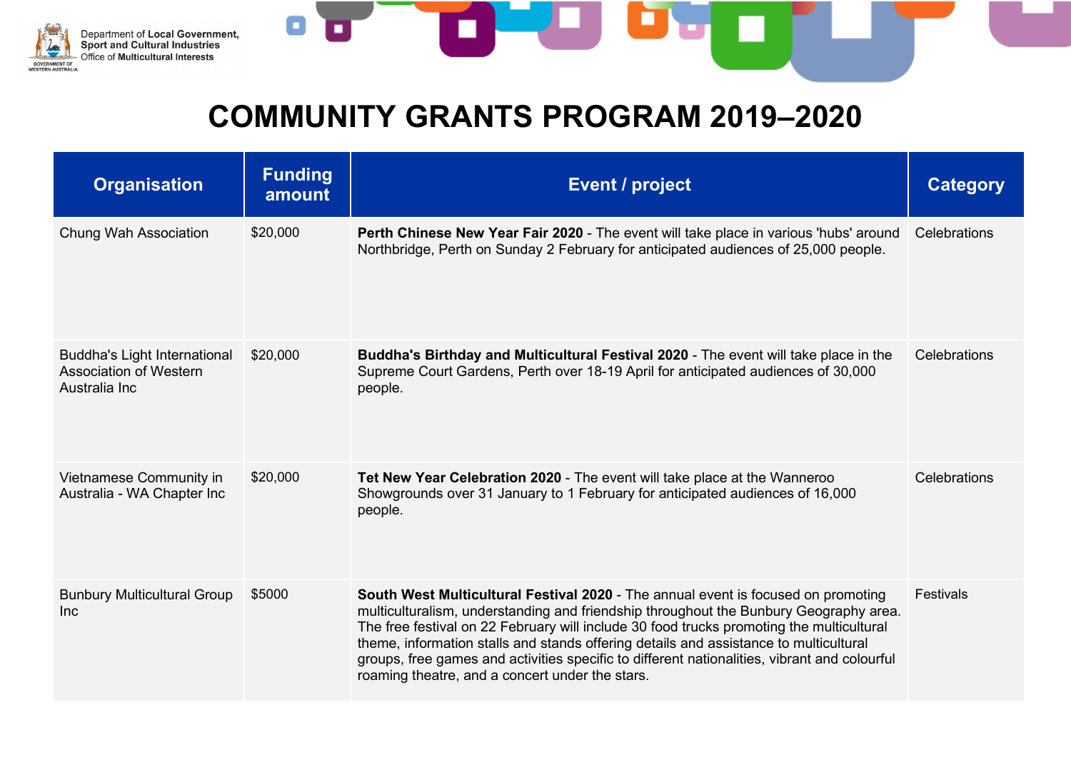# COMMUNITY GRANTS PROGRAM 2019–2020

| Organisation | Funding amount | Event / project | Category |
|---|---|---|---|
| Chung Wah Association | $20,000 | **Perth Chinese New Year Fair 2020** - The event will take place in various 'hubs' around Northbridge, Perth on Sunday 2 February for anticipated audiences of 25,000 people. | Celebrations |
| Buddha's Light International Association of Western Australia Inc | $20,000 | **Buddha's Birthday and Multicultural Festival 2020** - The event will take place in the Supreme Court Gardens, Perth over 18-19 April for anticipated audiences of 30,000 people. | Celebrations |
| Vietnamese Community in Australia - WA Chapter Inc | $20,000 | **Tet New Year Celebration 2020** - The event will take place at the Wanneroo Showgrounds over 31 January to 1 February for anticipated audiences of 16,000 people. | Celebrations |
| Bunbury Multicultural Group Inc | $5000 | **South West Multicultural Festival 2020** - The annual event is focused on promoting multiculturalism, understanding and friendship throughout the Bunbury Geography area. The free festival on 22 February will include 30 food trucks promoting the multicultural theme, information stalls and stands offering details and assistance to multicultural groups, free games and activities specific to different nationalities, vibrant and colourful roaming theatre, and a concert under the stars. | Festivals |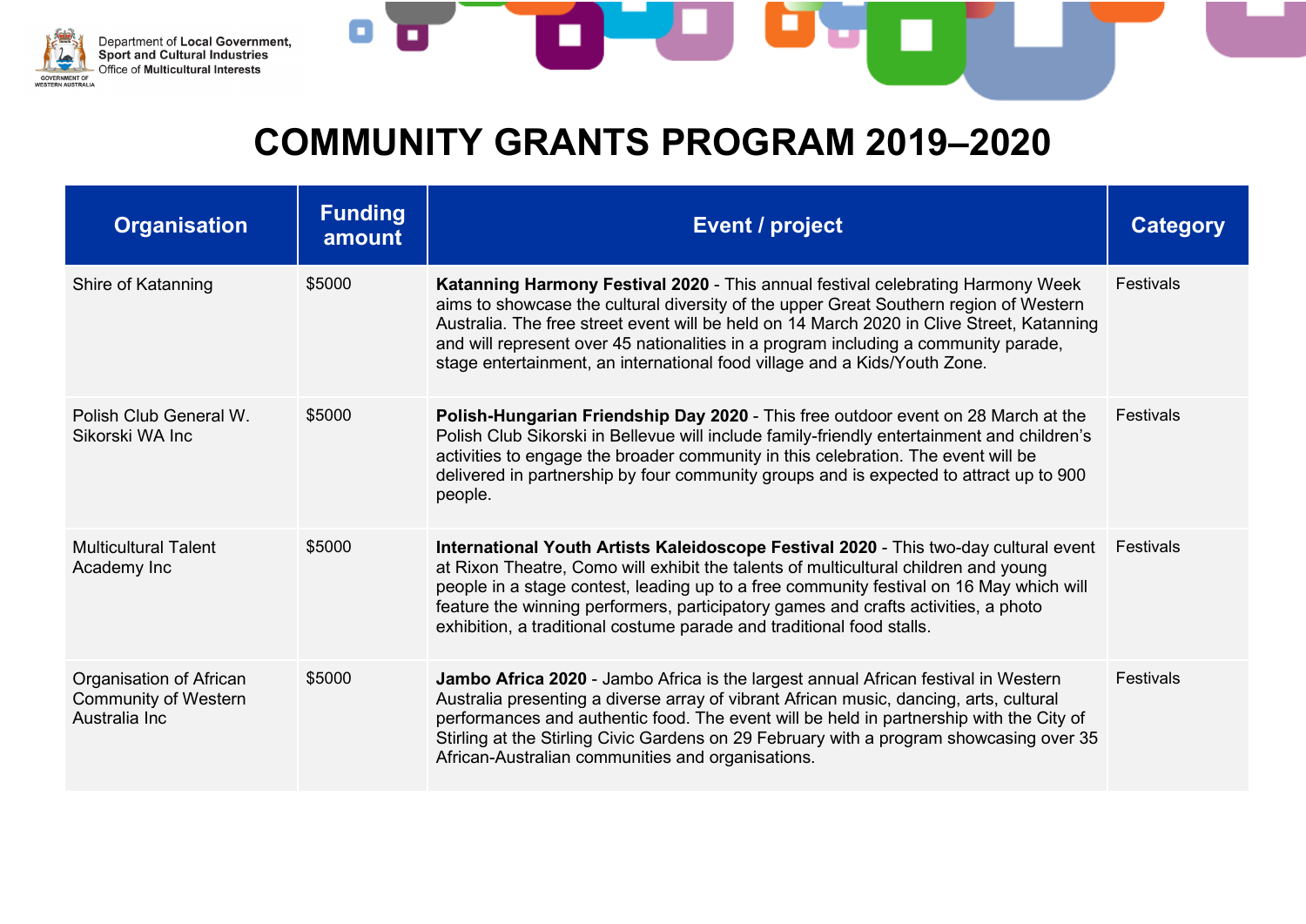# COMMUNITY GRANTS PROGRAM 2019–2020

| Organisation | Funding amount | Event / project | Category |
|---|---|---|---|
| Shire of Katanning | $5000 | **Katanning Harmony Festival 2020** - This annual festival celebrating Harmony Week aims to showcase the cultural diversity of the upper Great Southern region of Western Australia. The free street event will be held on 14 March 2020 in Clive Street, Katanning and will represent over 45 nationalities in a program including a community parade, stage entertainment, an international food village and a Kids/Youth Zone. | Festivals |
| Polish Club General W. Sikorski WA Inc | $5000 | **Polish-Hungarian Friendship Day 2020** - This free outdoor event on 28 March at the Polish Club Sikorski in Bellevue will include family-friendly entertainment and children's activities to engage the broader community in this celebration. The event will be delivered in partnership by four community groups and is expected to attract up to 900 people. | Festivals |
| Multicultural Talent Academy Inc | $5000 | **International Youth Artists Kaleidoscope Festival 2020** - This two-day cultural event at Rixon Theatre, Como will exhibit the talents of multicultural children and young people in a stage contest, leading up to a free community festival on 16 May which will feature the winning performers, participatory games and crafts activities, a photo exhibition, a traditional costume parade and traditional food stalls. | Festivals |
| Organisation of African Community of Western Australia Inc | $5000 | **Jambo Africa 2020** - Jambo Africa is the largest annual African festival in Western Australia presenting a diverse array of vibrant African music, dancing, arts, cultural performances and authentic food. The event will be held in partnership with the City of Stirling at the Stirling Civic Gardens on 29 February with a program showcasing over 35 African-Australian communities and organisations. | Festivals |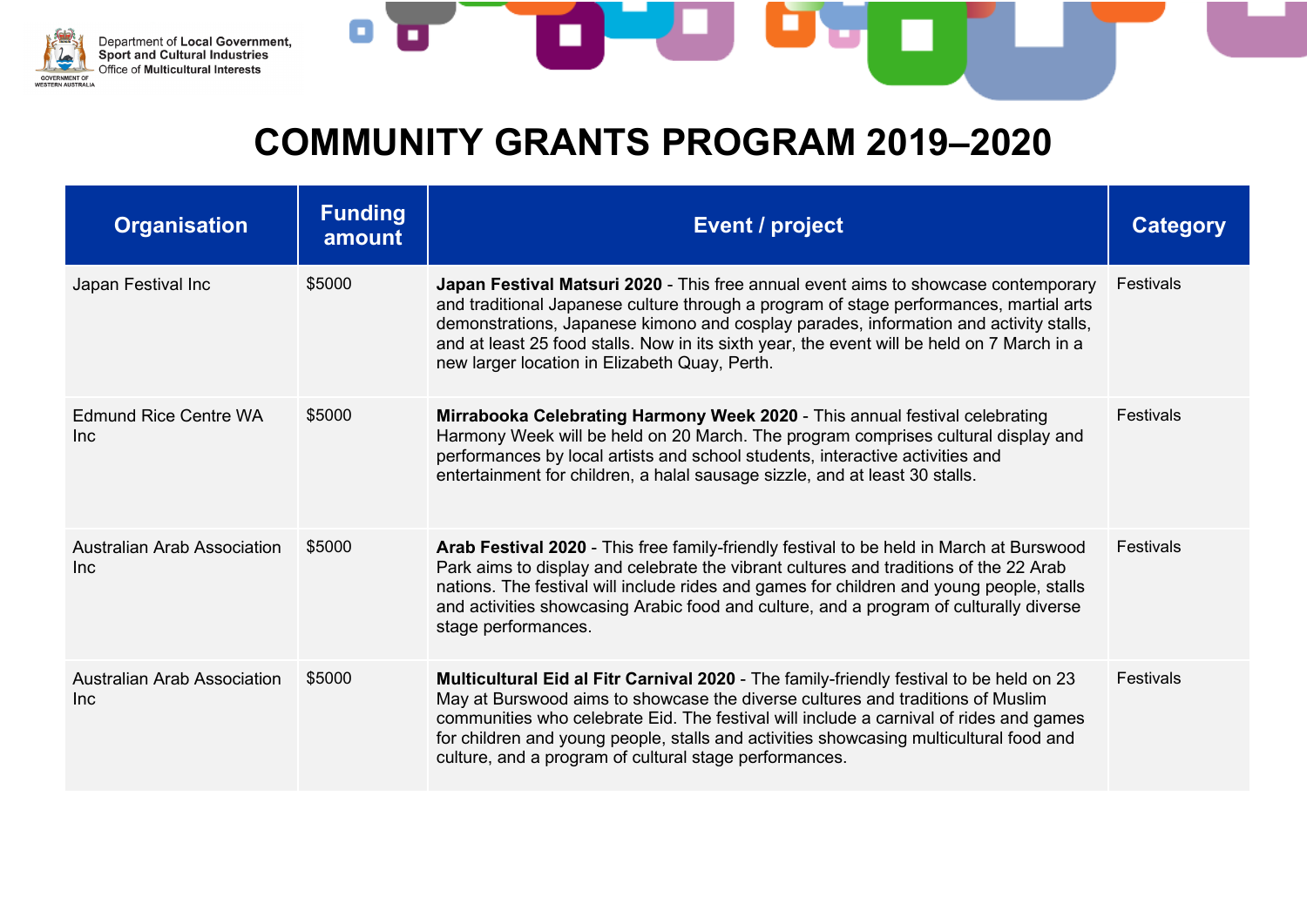# COMMUNITY GRANTS PROGRAM 2019–2020

| Organisation | Funding amount | Event / project | Category |
|---|---|---|---|
| Japan Festival Inc | $5000 | **Japan Festival Matsuri 2020** - This free annual event aims to showcase contemporary and traditional Japanese culture through a program of stage performances, martial arts demonstrations, Japanese kimono and cosplay parades, information and activity stalls, and at least 25 food stalls. Now in its sixth year, the event will be held on 7 March in a new larger location in Elizabeth Quay, Perth. | Festivals |
| Edmund Rice Centre WA Inc | $5000 | **Mirrabooka Celebrating Harmony Week 2020** - This annual festival celebrating Harmony Week will be held on 20 March. The program comprises cultural display and performances by local artists and school students, interactive activities and entertainment for children, a halal sausage sizzle, and at least 30 stalls. | Festivals |
| Australian Arab Association Inc | $5000 | **Arab Festival 2020** - This free family-friendly festival to be held in March at Burswood Park aims to display and celebrate the vibrant cultures and traditions of the 22 Arab nations. The festival will include rides and games for children and young people, stalls and activities showcasing Arabic food and culture, and a program of culturally diverse stage performances. | Festivals |
| Australian Arab Association Inc | $5000 | **Multicultural Eid al Fitr Carnival 2020** - The family-friendly festival to be held on 23 May at Burswood aims to showcase the diverse cultures and traditions of Muslim communities who celebrate Eid. The festival will include a carnival of rides and games for children and young people, stalls and activities showcasing multicultural food and culture, and a program of cultural stage performances. | Festivals |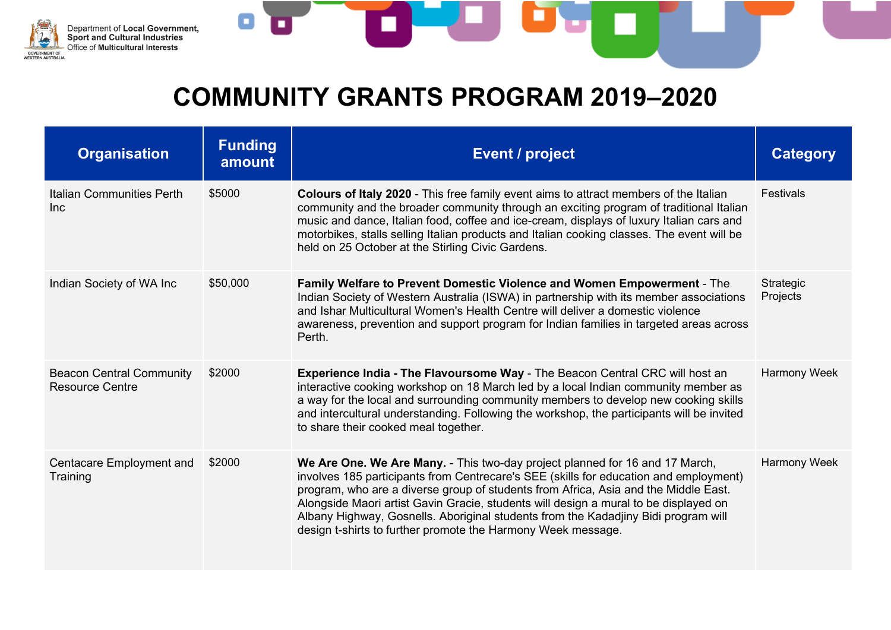# COMMUNITY GRANTS PROGRAM 2019–2020

| Organisation | Funding amount | Event / project | Category |
|---|---|---|---|
| Italian Communities Perth Inc | $5000 | **Colours of Italy 2020** - This free family event aims to attract members of the Italian community and the broader community through an exciting program of traditional Italian music and dance, Italian food, coffee and ice-cream, displays of luxury Italian cars and motorbikes, stalls selling Italian products and Italian cooking classes. The event will be held on 25 October at the Stirling Civic Gardens. | Festivals |
| Indian Society of WA Inc | $50,000 | **Family Welfare to Prevent Domestic Violence and Women Empowerment** - The Indian Society of Western Australia (ISWA) in partnership with its member associations and Ishar Multicultural Women's Health Centre will deliver a domestic violence awareness, prevention and support program for Indian families in targeted areas across Perth. | Strategic Projects |
| Beacon Central Community Resource Centre | $2000 | **Experience India - The Flavoursome Way** - The Beacon Central CRC will host an interactive cooking workshop on 18 March led by a local Indian community member as a way for the local and surrounding community members to develop new cooking skills and intercultural understanding. Following the workshop, the participants will be invited to share their cooked meal together. | Harmony Week |
| Centacare Employment and Training | $2000 | **We Are One. We Are Many.** - This two-day project planned for 16 and 17 March, involves 185 participants from Centrecare's SEE (skills for education and employment) program, who are a diverse group of students from Africa, Asia and the Middle East. Alongside Maori artist Gavin Gracie, students will design a mural to be displayed on Albany Highway, Gosnells. Aboriginal students from the Kadadjiny Bidi program will design t-shirts to further promote the Harmony Week message. | Harmony Week |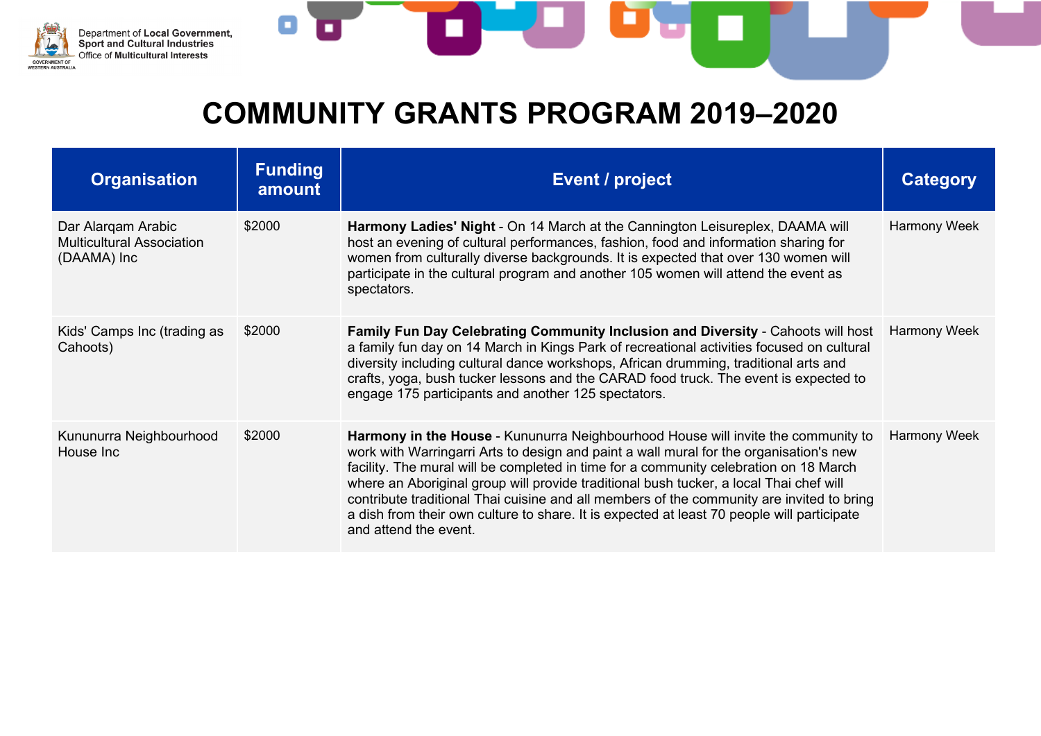# COMMUNITY GRANTS PROGRAM 2019–2020

| Organisation | Funding amount | Event / project | Category |
|---|---|---|---|
| Dar Alarqam Arabic Multicultural Association (DAAMA) Inc | $2000 | **Harmony Ladies' Night** - On 14 March at the Cannington Leisureplex, DAAMA will host an evening of cultural performances, fashion, food and information sharing for women from culturally diverse backgrounds. It is expected that over 130 women will participate in the cultural program and another 105 women will attend the event as spectators. | Harmony Week |
| Kids' Camps Inc (trading as Cahoots) | $2000 | **Family Fun Day Celebrating Community Inclusion and Diversity** - Cahoots will host a family fun day on 14 March in Kings Park of recreational activities focused on cultural diversity including cultural dance workshops, African drumming, traditional arts and crafts, yoga, bush tucker lessons and the CARAD food truck. The event is expected to engage 175 participants and another 125 spectators. | Harmony Week |
| Kununurra Neighbourhood House Inc | $2000 | **Harmony in the House** - Kununurra Neighbourhood House will invite the community to work with Warringarri Arts to design and paint a wall mural for the organisation's new facility. The mural will be completed in time for a community celebration on 18 March where an Aboriginal group will provide traditional bush tucker, a local Thai chef will contribute traditional Thai cuisine and all members of the community are invited to bring a dish from their own culture to share. It is expected at least 70 people will participate and attend the event. | Harmony Week |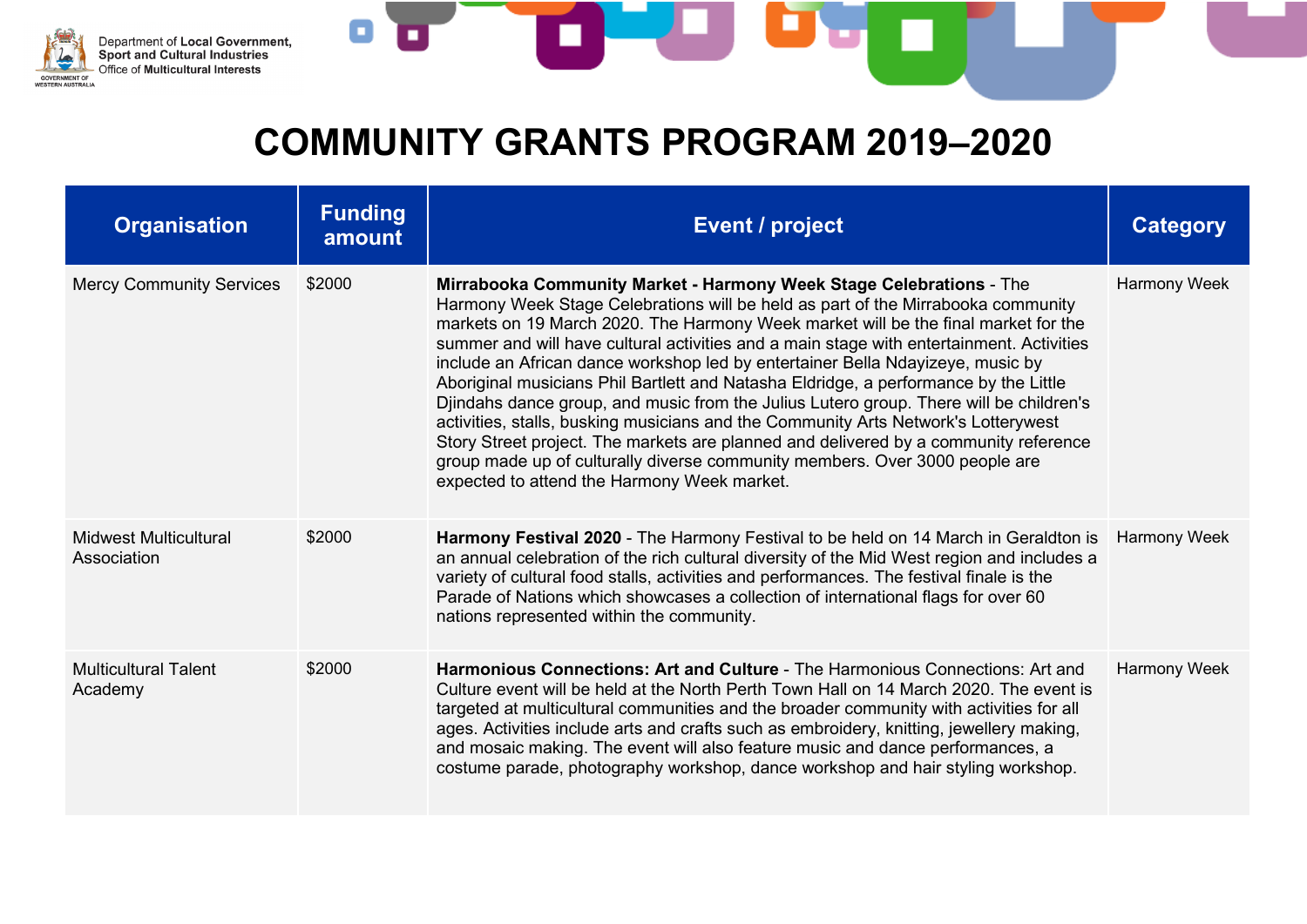# COMMUNITY GRANTS PROGRAM 2019–2020

| Organisation | Funding amount | Event / project | Category |
|---|---|---|---|
| Mercy Community Services | $2000 | **Mirrabooka Community Market - Harmony Week Stage Celebrations** - The Harmony Week Stage Celebrations will be held as part of the Mirrabooka community markets on 19 March 2020. The Harmony Week market will be the final market for the summer and will have cultural activities and a main stage with entertainment. Activities include an African dance workshop led by entertainer Bella Ndayizeye, music by Aboriginal musicians Phil Bartlett and Natasha Eldridge, a performance by the Little Djindahs dance group, and music from the Julius Lutero group. There will be children's activities, stalls, busking musicians and the Community Arts Network's Lotterywest Story Street project. The markets are planned and delivered by a community reference group made up of culturally diverse community members. Over 3000 people are expected to attend the Harmony Week market. | Harmony Week |
| Midwest Multicultural Association | $2000 | **Harmony Festival 2020** - The Harmony Festival to be held on 14 March in Geraldton is an annual celebration of the rich cultural diversity of the Mid West region and includes a variety of cultural food stalls, activities and performances. The festival finale is the Parade of Nations which showcases a collection of international flags for over 60 nations represented within the community. | Harmony Week |
| Multicultural Talent Academy | $2000 | **Harmonious Connections: Art and Culture** - The Harmonious Connections: Art and Culture event will be held at the North Perth Town Hall on 14 March 2020. The event is targeted at multicultural communities and the broader community with activities for all ages. Activities include arts and crafts such as embroidery, knitting, jewellery making, and mosaic making. The event will also feature music and dance performances, a costume parade, photography workshop, dance workshop and hair styling workshop. | Harmony Week |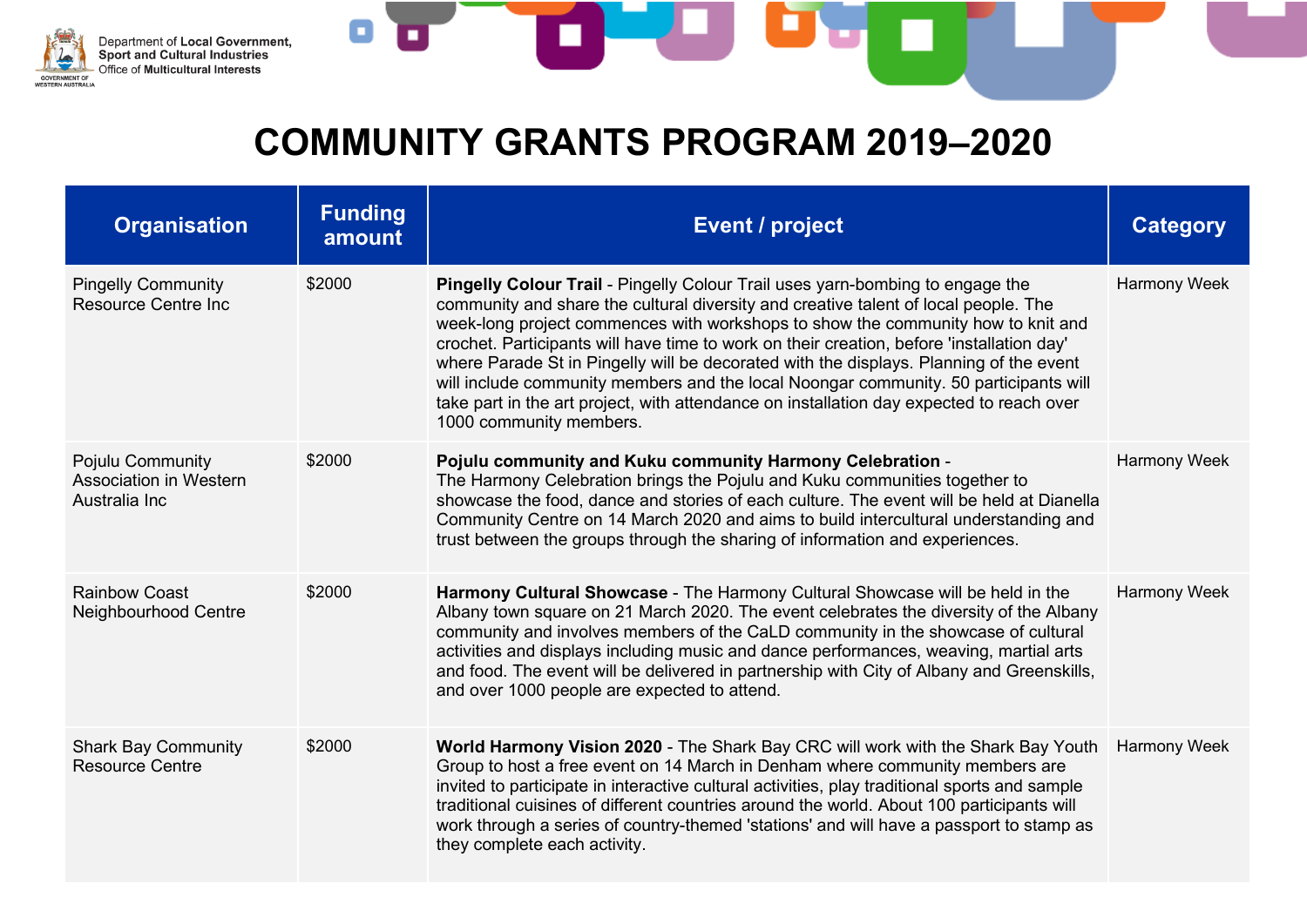# COMMUNITY GRANTS PROGRAM 2019–2020

| Organisation | Funding amount | Event / project | Category |
|---|---|---|---|
| Pingelly Community Resource Centre Inc | $2000 | **Pingelly Colour Trail** - Pingelly Colour Trail uses yarn-bombing to engage the community and share the cultural diversity and creative talent of local people. The week-long project commences with workshops to show the community how to knit and crochet. Participants will have time to work on their creation, before 'installation day' where Parade St in Pingelly will be decorated with the displays. Planning of the event will include community members and the local Noongar community. 50 participants will take part in the art project, with attendance on installation day expected to reach over 1000 community members. | Harmony Week |
| Pojulu Community Association in Western Australia Inc | $2000 | **Pojulu community and Kuku community Harmony Celebration** - The Harmony Celebration brings the Pojulu and Kuku communities together to showcase the food, dance and stories of each culture. The event will be held at Dianella Community Centre on 14 March 2020 and aims to build intercultural understanding and trust between the groups through the sharing of information and experiences. | Harmony Week |
| Rainbow Coast Neighbourhood Centre | $2000 | **Harmony Cultural Showcase** - The Harmony Cultural Showcase will be held in the Albany town square on 21 March 2020. The event celebrates the diversity of the Albany community and involves members of the CaLD community in the showcase of cultural activities and displays including music and dance performances, weaving, martial arts and food. The event will be delivered in partnership with City of Albany and Greenskills, and over 1000 people are expected to attend. | Harmony Week |
| Shark Bay Community Resource Centre | $2000 | **World Harmony Vision 2020** - The Shark Bay CRC will work with the Shark Bay Youth Group to host a free event on 14 March in Denham where community members are invited to participate in interactive cultural activities, play traditional sports and sample traditional cuisines of different countries around the world. About 100 participants will work through a series of country-themed 'stations' and will have a passport to stamp as they complete each activity. | Harmony Week |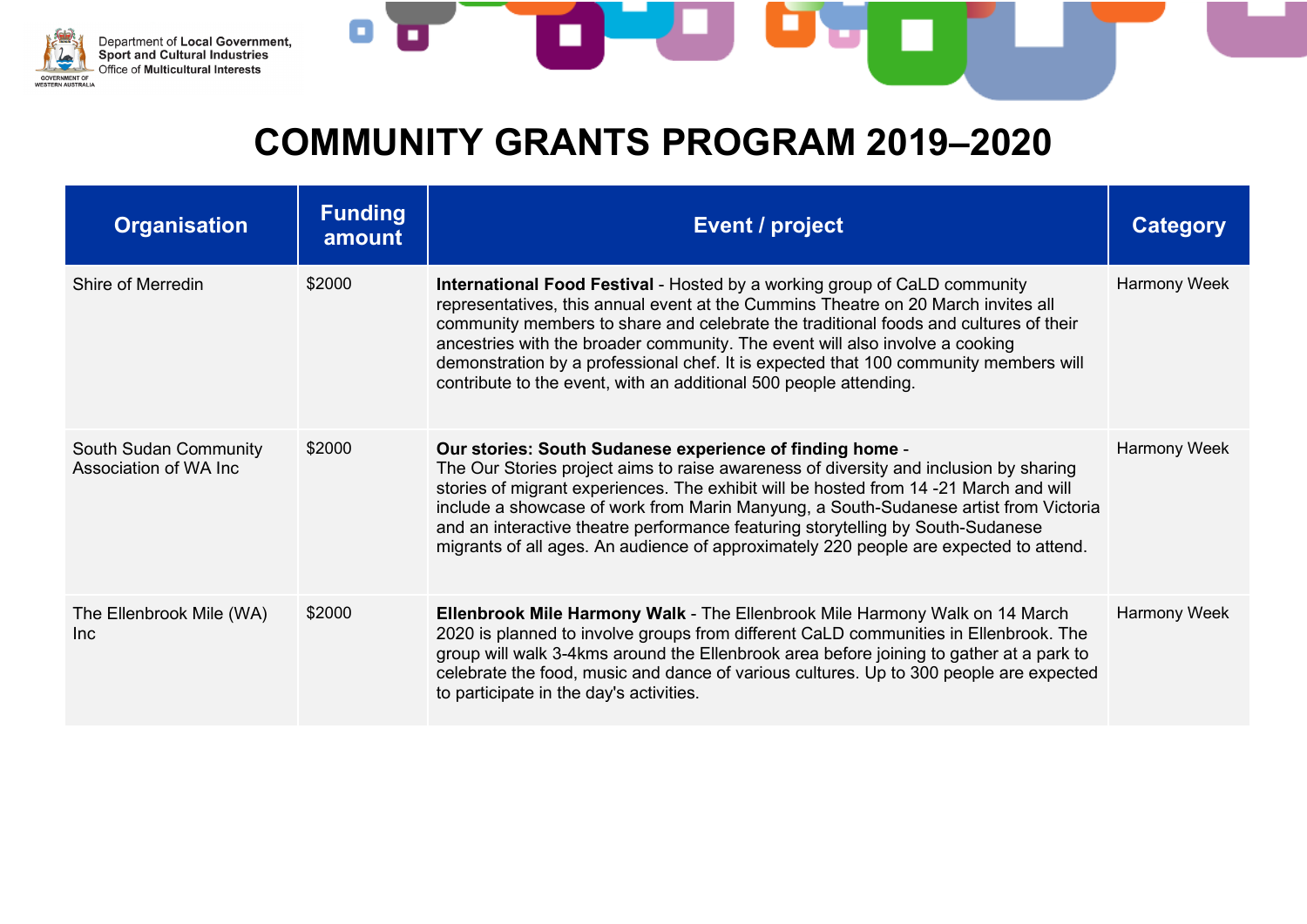# COMMUNITY GRANTS PROGRAM 2019–2020

| Organisation | Funding amount | Event / project | Category |
|---|---|---|---|
| Shire of Merredin | $2000 | **International Food Festival** - Hosted by a working group of CaLD community representatives, this annual event at the Cummins Theatre on 20 March invites all community members to share and celebrate the traditional foods and cultures of their ancestries with the broader community. The event will also involve a cooking demonstration by a professional chef. It is expected that 100 community members will contribute to the event, with an additional 500 people attending. | Harmony Week |
| South Sudan Community Association of WA Inc | $2000 | **Our stories: South Sudanese experience of finding home** - The Our Stories project aims to raise awareness of diversity and inclusion by sharing stories of migrant experiences. The exhibit will be hosted from 14 -21 March and will include a showcase of work from Marin Manyung, a South-Sudanese artist from Victoria and an interactive theatre performance featuring storytelling by South-Sudanese migrants of all ages. An audience of approximately 220 people are expected to attend. | Harmony Week |
| The Ellenbrook Mile (WA) Inc | $2000 | **Ellenbrook Mile Harmony Walk** - The Ellenbrook Mile Harmony Walk on 14 March 2020 is planned to involve groups from different CaLD communities in Ellenbrook. The group will walk 3-4kms around the Ellenbrook area before joining to gather at a park to celebrate the food, music and dance of various cultures. Up to 300 people are expected to participate in the day's activities. | Harmony Week |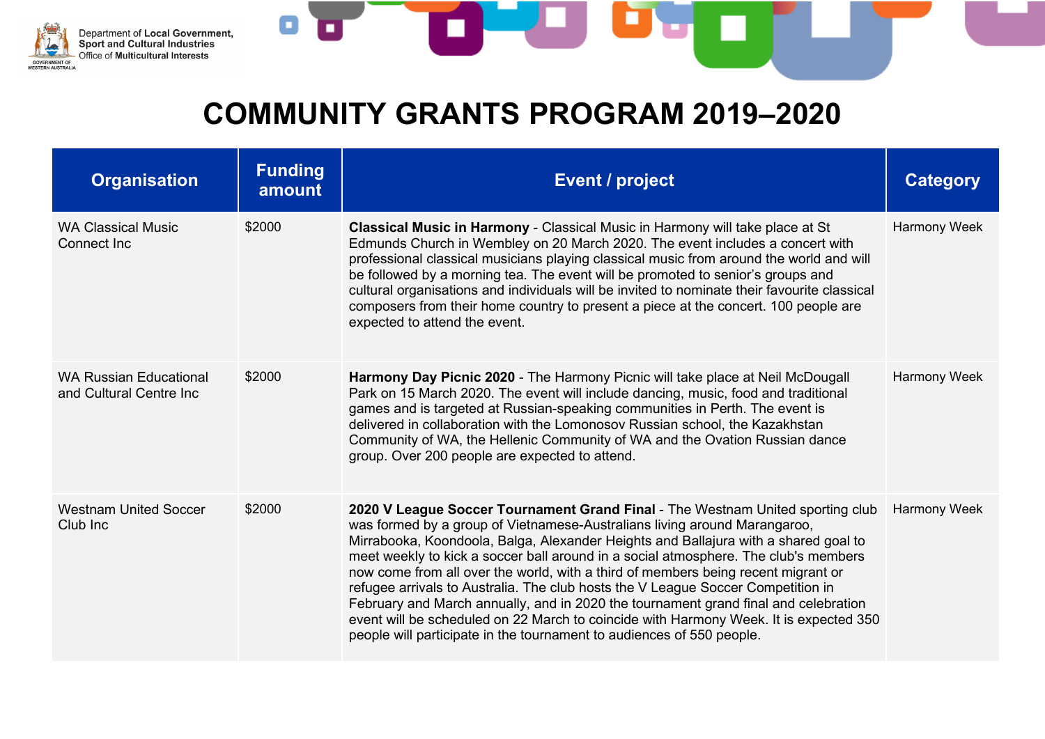# COMMUNITY GRANTS PROGRAM 2019–2020

| Organisation | Funding amount | Event / project | Category |
|---|---|---|---|
| WA Classical Music Connect Inc | $2000 | **Classical Music in Harmony** - Classical Music in Harmony will take place at St Edmunds Church in Wembley on 20 March 2020. The event includes a concert with professional classical musicians playing classical music from around the world and will be followed by a morning tea. The event will be promoted to senior's groups and cultural organisations and individuals will be invited to nominate their favourite classical composers from their home country to present a piece at the concert. 100 people are expected to attend the event. | Harmony Week |
| WA Russian Educational and Cultural Centre Inc | $2000 | **Harmony Day Picnic 2020** - The Harmony Picnic will take place at Neil McDougall Park on 15 March 2020. The event will include dancing, music, food and traditional games and is targeted at Russian-speaking communities in Perth. The event is delivered in collaboration with the Lomonosov Russian school, the Kazakhstan Community of WA, the Hellenic Community of WA and the Ovation Russian dance group. Over 200 people are expected to attend. | Harmony Week |
| Westnam United Soccer Club Inc | $2000 | **2020 V League Soccer Tournament Grand Final** - The Westnam United sporting club was formed by a group of Vietnamese-Australians living around Marangaroo, Mirrabooka, Koondoola, Balga, Alexander Heights and Ballajura with a shared goal to meet weekly to kick a soccer ball around in a social atmosphere. The club's members now come from all over the world, with a third of members being recent migrant or refugee arrivals to Australia. The club hosts the V League Soccer Competition in February and March annually, and in 2020 the tournament grand final and celebration event will be scheduled on 22 March to coincide with Harmony Week. It is expected 350 people will participate in the tournament to audiences of 550 people. | Harmony Week |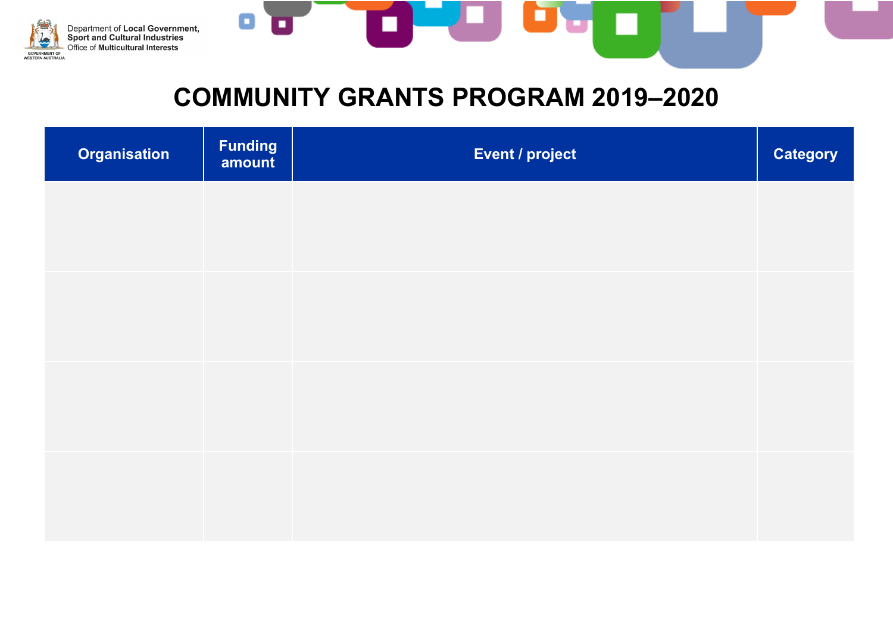Department of Local Government, Sport and Cultural Industries
Office of Multicultural Interests

# COMMUNITY GRANTS PROGRAM 2019–2020

| Organisation | Funding amount | Event / project | Category |
| --- | --- | --- | --- |
| | | | |
| | | | |
| | | | |
| | | | |